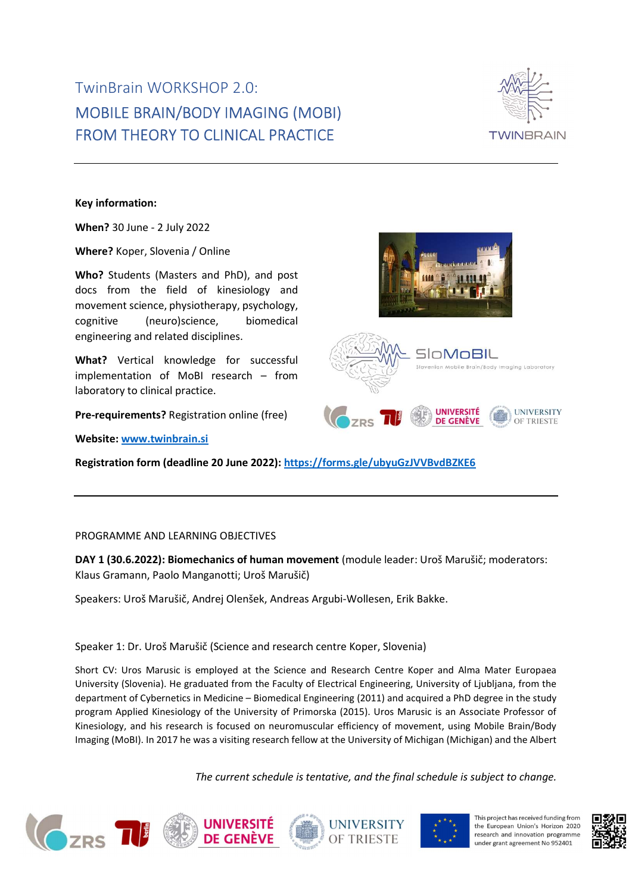# TwinBrain WORKSHOP 2.0:
# MOBILE BRAIN/BODY IMAGING (MOBI) FROM THEORY TO CLINICAL PRACTICE

**Key information:**

**When?** 30 June - 2 July 2022

**Where?** Koper, Slovenia / Online

**Who?** Students (Masters and PhD), and post docs from the field of kinesiology and movement science, physiotherapy, psychology, cognitive (neuro)science, biomedical engineering and related disciplines.

**What?** Vertical knowledge for successful implementation of MoBI research – from laboratory to clinical practice.

**Pre-requirements?** Registration online (free)

**Website:** www.twinbrain.si

**Registration form (deadline 20 June 2022):** https://forms.gle/ubyuGzJVVBvdBZKE6

---

## PROGRAMME AND LEARNING OBJECTIVES

**DAY 1 (30.6.2022): Biomechanics of human movement** (module leader: Uroš Marušič; moderators: Klaus Gramann, Paolo Manganotti; Uroš Marušič)

Speakers: Uroš Marušič, Andrej Olenšek, Andreas Argubi-Wollesen, Erik Bakke.

Speaker 1: Dr. Uroš Marušič (Science and research centre Koper, Slovenia)

Short CV: Uros Marusic is employed at the Science and Research Centre Koper and Alma Mater Europaea University (Slovenia). He graduated from the Faculty of Electrical Engineering, University of Ljubljana, from the department of Cybernetics in Medicine – Biomedical Engineering (2011) and acquired a PhD degree in the study program Applied Kinesiology of the University of Primorska (2015). Uros Marusic is an Associate Professor of Kinesiology, and his research is focused on neuromuscular efficiency of movement, using Mobile Brain/Body Imaging (MoBI). In 2017 he was a visiting research fellow at the University of Michigan (Michigan) and the Albert

*The current schedule is tentative, and the final schedule is subject to change.*

This project has received funding from the European Union's Horizon 2020 research and innovation programme under grant agreement No 952401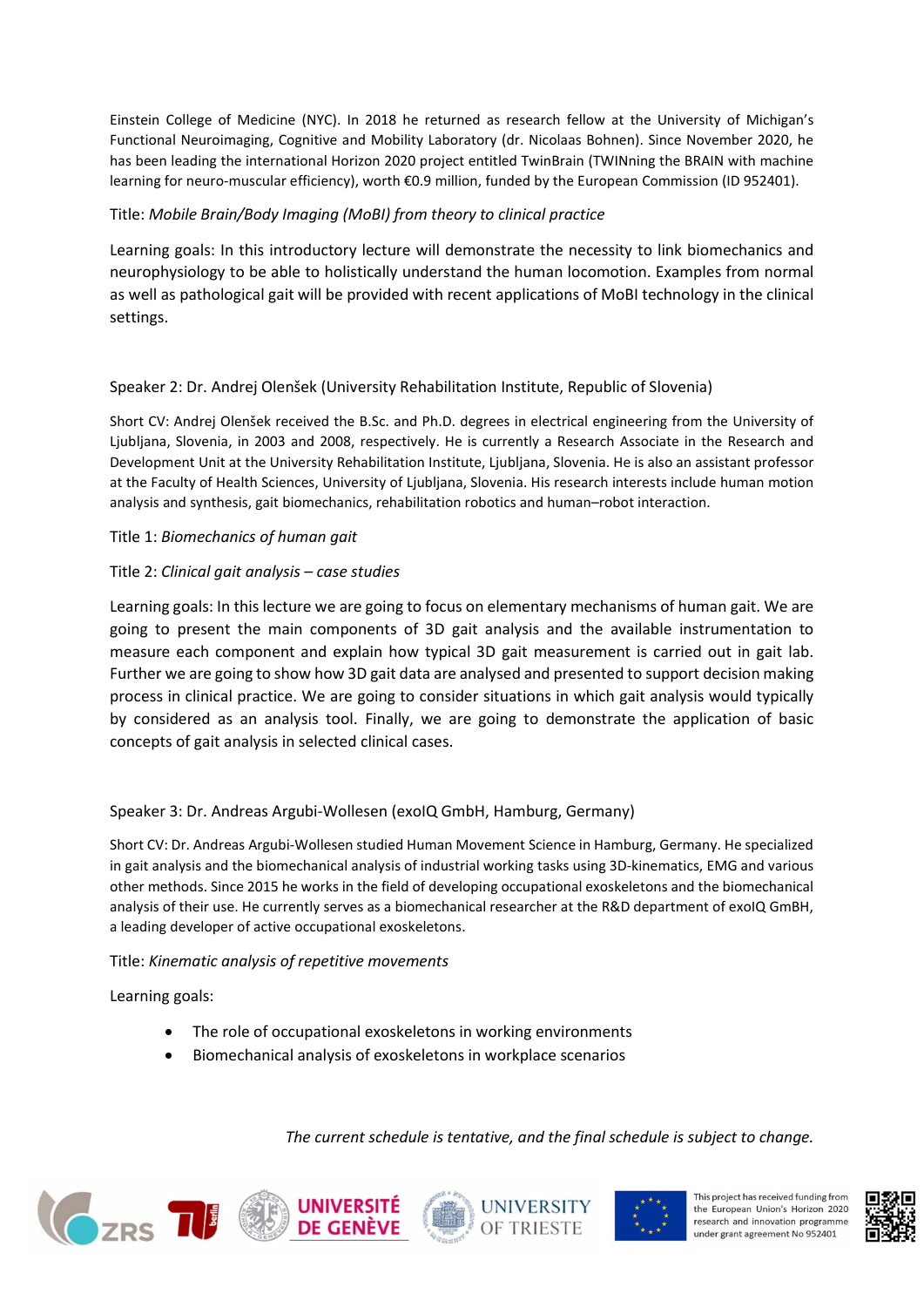Einstein College of Medicine (NYC). In 2018 he returned as research fellow at the University of Michigan's Functional Neuroimaging, Cognitive and Mobility Laboratory (dr. Nicolaas Bohnen). Since November 2020, he has been leading the international Horizon 2020 project entitled TwinBrain (TWINning the BRAIN with machine learning for neuro-muscular efficiency), worth €0.9 million, funded by the European Commission (ID 952401).

Title: *Mobile Brain/Body Imaging (MoBI) from theory to clinical practice*

Learning goals: In this introductory lecture will demonstrate the necessity to link biomechanics and neurophysiology to be able to holistically understand the human locomotion. Examples from normal as well as pathological gait will be provided with recent applications of MoBI technology in the clinical settings.

Speaker 2: Dr. Andrej Olenšek (University Rehabilitation Institute, Republic of Slovenia)

Short CV: Andrej Olenšek received the B.Sc. and Ph.D. degrees in electrical engineering from the University of Ljubljana, Slovenia, in 2003 and 2008, respectively. He is currently a Research Associate in the Research and Development Unit at the University Rehabilitation Institute, Ljubljana, Slovenia. He is also an assistant professor at the Faculty of Health Sciences, University of Ljubljana, Slovenia. His research interests include human motion analysis and synthesis, gait biomechanics, rehabilitation robotics and human–robot interaction.

Title 1: *Biomechanics of human gait*

Title 2: *Clinical gait analysis – case studies*

Learning goals: In this lecture we are going to focus on elementary mechanisms of human gait. We are going to present the main components of 3D gait analysis and the available instrumentation to measure each component and explain how typical 3D gait measurement is carried out in gait lab. Further we are going to show how 3D gait data are analysed and presented to support decision making process in clinical practice. We are going to consider situations in which gait analysis would typically by considered as an analysis tool. Finally, we are going to demonstrate the application of basic concepts of gait analysis in selected clinical cases.

Speaker 3: Dr. Andreas Argubi-Wollesen (exoIQ GmbH, Hamburg, Germany)

Short CV: Dr. Andreas Argubi-Wollesen studied Human Movement Science in Hamburg, Germany. He specialized in gait analysis and the biomechanical analysis of industrial working tasks using 3D-kinematics, EMG and various other methods. Since 2015 he works in the field of developing occupational exoskeletons and the biomechanical analysis of their use. He currently serves as a biomechanical researcher at the R&D department of exoIQ GmBH, a leading developer of active occupational exoskeletons.

Title: *Kinematic analysis of repetitive movements*

Learning goals:

- The role of occupational exoskeletons in working environments
- Biomechanical analysis of exoskeletons in workplace scenarios

*The current schedule is tentative, and the final schedule is subject to change.*

This project has received funding from the European Union's Horizon 2020 research and innovation programme under grant agreement No 952401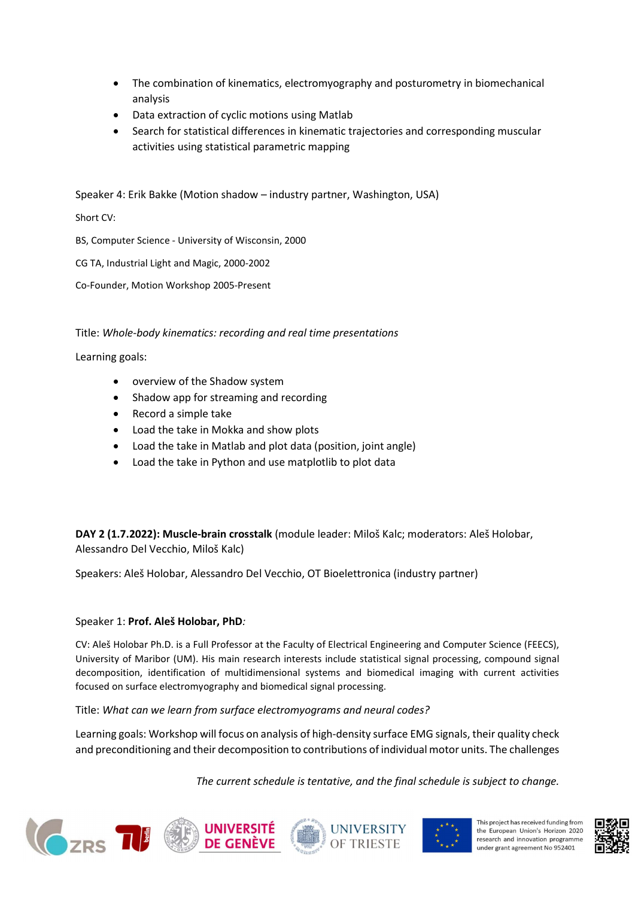- The combination of kinematics, electromyography and posturometry in biomechanical analysis
- Data extraction of cyclic motions using Matlab
- Search for statistical differences in kinematic trajectories and corresponding muscular activities using statistical parametric mapping

Speaker 4: Erik Bakke (Motion shadow – industry partner, Washington, USA)

Short CV:

BS, Computer Science - University of Wisconsin, 2000

CG TA, Industrial Light and Magic, 2000-2002

Co-Founder, Motion Workshop 2005-Present

Title: *Whole-body kinematics: recording and real time presentations*

Learning goals:

- overview of the Shadow system
- Shadow app for streaming and recording
- Record a simple take
- Load the take in Mokka and show plots
- Load the take in Matlab and plot data (position, joint angle)
- Load the take in Python and use matplotlib to plot data

**DAY 2 (1.7.2022): Muscle-brain crosstalk** (module leader: Miloš Kalc; moderators: Aleš Holobar, Alessandro Del Vecchio, Miloš Kalc)

Speakers: Aleš Holobar, Alessandro Del Vecchio, OT Bioelettronica (industry partner)

Speaker 1: **Prof. Aleš Holobar, PhD***:*

CV: Aleš Holobar Ph.D. is a Full Professor at the Faculty of Electrical Engineering and Computer Science (FEECS), University of Maribor (UM). His main research interests include statistical signal processing, compound signal decomposition, identification of multidimensional systems and biomedical imaging with current activities focused on surface electromyography and biomedical signal processing.

Title: *What can we learn from surface electromyograms and neural codes?*

Learning goals: Workshop will focus on analysis of high-density surface EMG signals, their quality check and preconditioning and their decomposition to contributions of individual motor units. The challenges

*The current schedule is tentative, and the final schedule is subject to change.*

This project has received funding from the European Union's Horizon 2020 research and innovation programme under grant agreement No 952401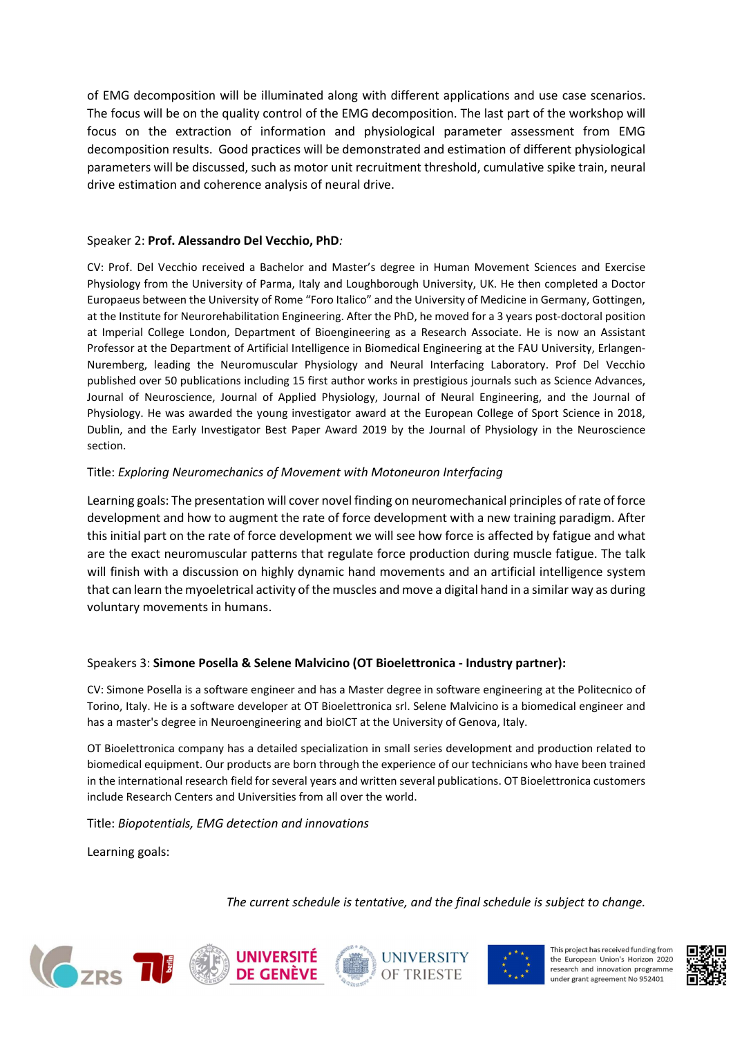of EMG decomposition will be illuminated along with different applications and use case scenarios. The focus will be on the quality control of the EMG decomposition. The last part of the workshop will focus on the extraction of information and physiological parameter assessment from EMG decomposition results. Good practices will be demonstrated and estimation of different physiological parameters will be discussed, such as motor unit recruitment threshold, cumulative spike train, neural drive estimation and coherence analysis of neural drive.

Speaker 2: **Prof. Alessandro Del Vecchio, PhD***:*

CV: Prof. Del Vecchio received a Bachelor and Master's degree in Human Movement Sciences and Exercise Physiology from the University of Parma, Italy and Loughborough University, UK. He then completed a Doctor Europaeus between the University of Rome "Foro Italico" and the University of Medicine in Germany, Gottingen, at the Institute for Neurorehabilitation Engineering. After the PhD, he moved for a 3 years post-doctoral position at Imperial College London, Department of Bioengineering as a Research Associate. He is now an Assistant Professor at the Department of Artificial Intelligence in Biomedical Engineering at the FAU University, Erlangen-Nuremberg, leading the Neuromuscular Physiology and Neural Interfacing Laboratory. Prof Del Vecchio published over 50 publications including 15 first author works in prestigious journals such as Science Advances, Journal of Neuroscience, Journal of Applied Physiology, Journal of Neural Engineering, and the Journal of Physiology. He was awarded the young investigator award at the European College of Sport Science in 2018, Dublin, and the Early Investigator Best Paper Award 2019 by the Journal of Physiology in the Neuroscience section.

Title: *Exploring Neuromechanics of Movement with Motoneuron Interfacing*

Learning goals: The presentation will cover novel finding on neuromechanical principles of rate of force development and how to augment the rate of force development with a new training paradigm. After this initial part on the rate of force development we will see how force is affected by fatigue and what are the exact neuromuscular patterns that regulate force production during muscle fatigue. The talk will finish with a discussion on highly dynamic hand movements and an artificial intelligence system that can learn the myoeletrical activity of the muscles and move a digital hand in a similar way as during voluntary movements in humans.

Speakers 3: **Simone Posella & Selene Malvicino (OT Bioelettronica - Industry partner):**

CV: Simone Posella is a software engineer and has a Master degree in software engineering at the Politecnico of Torino, Italy. He is a software developer at OT Bioelettronica srl. Selene Malvicino is a biomedical engineer and has a master's degree in Neuroengineering and bioICT at the University of Genova, Italy.

OT Bioelettronica company has a detailed specialization in small series development and production related to biomedical equipment. Our products are born through the experience of our technicians who have been trained in the international research field for several years and written several publications. OT Bioelettronica customers include Research Centers and Universities from all over the world.

Title: *Biopotentials, EMG detection and innovations*

Learning goals:

*The current schedule is tentative, and the final schedule is subject to change.*

This project has received funding from the European Union's Horizon 2020 research and innovation programme under grant agreement No 952401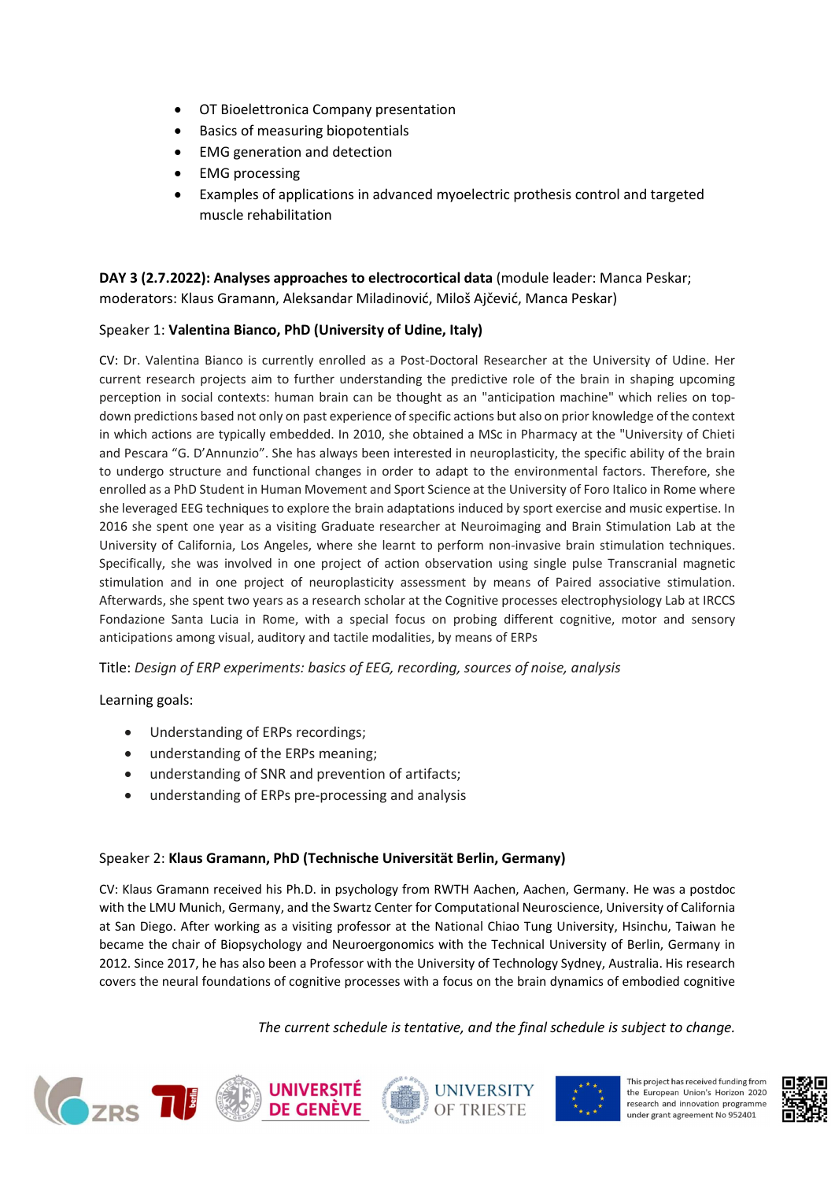- OT Bioelettronica Company presentation
- Basics of measuring biopotentials
- EMG generation and detection
- EMG processing
- Examples of applications in advanced myoelectric prothesis control and targeted muscle rehabilitation

**DAY 3 (2.7.2022): Analyses approaches to electrocortical data** (module leader: Manca Peskar; moderators: Klaus Gramann, Aleksandar Miladinović, Miloš Ajčević, Manca Peskar)

Speaker 1: **Valentina Bianco, PhD (University of Udine, Italy)**

CV: Dr. Valentina Bianco is currently enrolled as a Post-Doctoral Researcher at the University of Udine. Her current research projects aim to further understanding the predictive role of the brain in shaping upcoming perception in social contexts: human brain can be thought as an "anticipation machine" which relies on top-down predictions based not only on past experience of specific actions but also on prior knowledge of the context in which actions are typically embedded. In 2010, she obtained a MSc in Pharmacy at the "University of Chieti and Pescara "G. D'Annunzio". She has always been interested in neuroplasticity, the specific ability of the brain to undergo structure and functional changes in order to adapt to the environmental factors. Therefore, she enrolled as a PhD Student in Human Movement and Sport Science at the University of Foro Italico in Rome where she leveraged EEG techniques to explore the brain adaptations induced by sport exercise and music expertise. In 2016 she spent one year as a visiting Graduate researcher at Neuroimaging and Brain Stimulation Lab at the University of California, Los Angeles, where she learnt to perform non-invasive brain stimulation techniques. Specifically, she was involved in one project of action observation using single pulse Transcranial magnetic stimulation and in one project of neuroplasticity assessment by means of Paired associative stimulation. Afterwards, she spent two years as a research scholar at the Cognitive processes electrophysiology Lab at IRCCS Fondazione Santa Lucia in Rome, with a special focus on probing different cognitive, motor and sensory anticipations among visual, auditory and tactile modalities, by means of ERPs

Title: *Design of ERP experiments: basics of EEG, recording, sources of noise, analysis*

Learning goals:

- Understanding of ERPs recordings;
- understanding of the ERPs meaning;
- understanding of SNR and prevention of artifacts;
- understanding of ERPs pre-processing and analysis

Speaker 2: **Klaus Gramann, PhD (Technische Universität Berlin, Germany)**

CV: Klaus Gramann received his Ph.D. in psychology from RWTH Aachen, Aachen, Germany. He was a postdoc with the LMU Munich, Germany, and the Swartz Center for Computational Neuroscience, University of California at San Diego. After working as a visiting professor at the National Chiao Tung University, Hsinchu, Taiwan he became the chair of Biopsychology and Neuroergonomics with the Technical University of Berlin, Germany in 2012. Since 2017, he has also been a Professor with the University of Technology Sydney, Australia. His research covers the neural foundations of cognitive processes with a focus on the brain dynamics of embodied cognitive

*The current schedule is tentative, and the final schedule is subject to change.*

This project has received funding from the European Union's Horizon 2020 research and innovation programme under grant agreement No 952401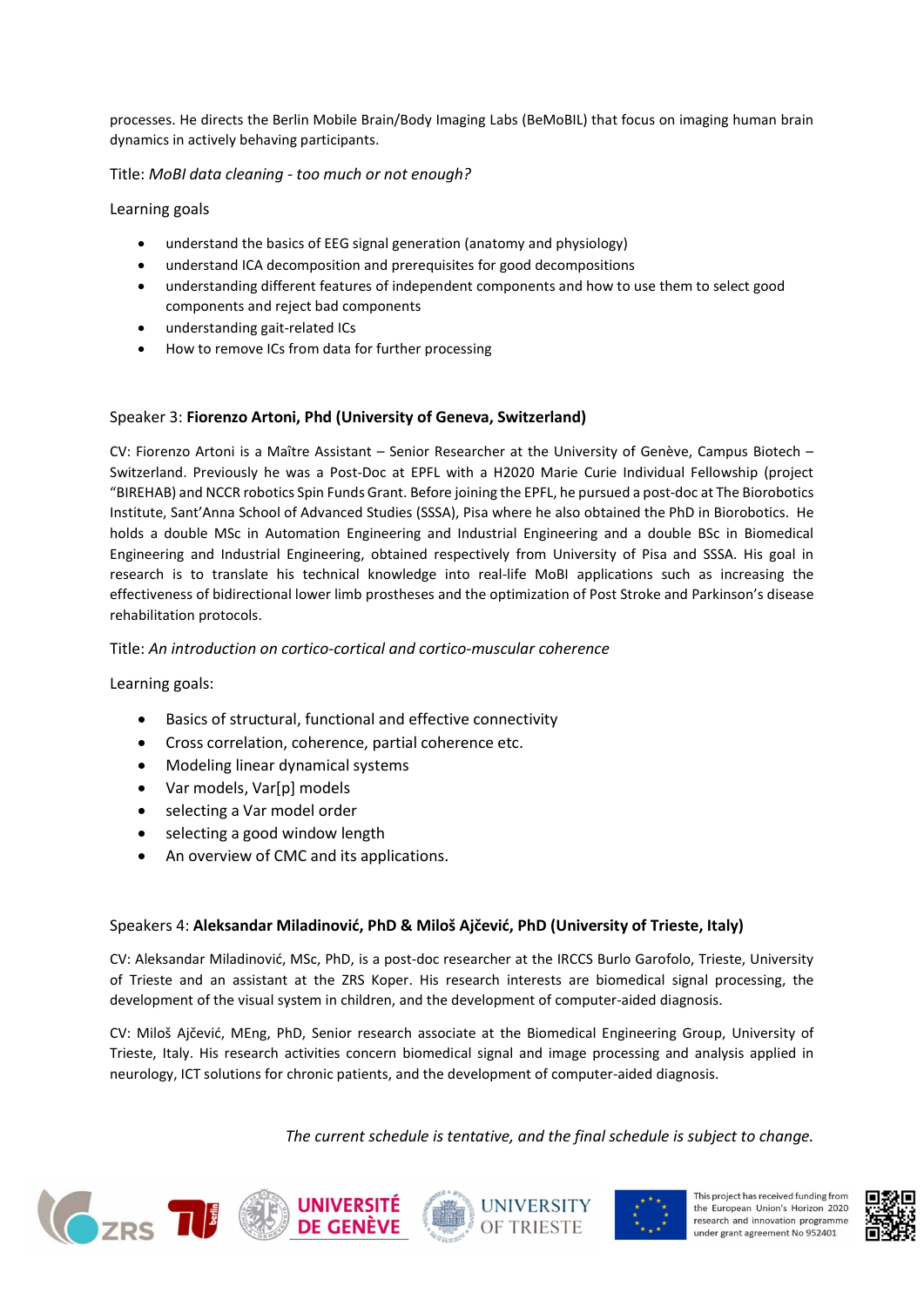processes. He directs the Berlin Mobile Brain/Body Imaging Labs (BeMoBIL) that focus on imaging human brain dynamics in actively behaving participants.

Title: *MoBI data cleaning - too much or not enough?*

Learning goals

- understand the basics of EEG signal generation (anatomy and physiology)
- understand ICA decomposition and prerequisites for good decompositions
- understanding different features of independent components and how to use them to select good components and reject bad components
- understanding gait-related ICs
- How to remove ICs from data for further processing

Speaker 3: **Fiorenzo Artoni, Phd (University of Geneva, Switzerland)**

CV: Fiorenzo Artoni is a Maître Assistant – Senior Researcher at the University of Genève, Campus Biotech – Switzerland. Previously he was a Post-Doc at EPFL with a H2020 Marie Curie Individual Fellowship (project "BIREHAB) and NCCR robotics Spin Funds Grant. Before joining the EPFL, he pursued a post-doc at The Biorobotics Institute, Sant'Anna School of Advanced Studies (SSSA), Pisa where he also obtained the PhD in Biorobotics. He holds a double MSc in Automation Engineering and Industrial Engineering and a double BSc in Biomedical Engineering and Industrial Engineering, obtained respectively from University of Pisa and SSSA. His goal in research is to translate his technical knowledge into real-life MoBI applications such as increasing the effectiveness of bidirectional lower limb prostheses and the optimization of Post Stroke and Parkinson's disease rehabilitation protocols.

Title: *An introduction on cortico-cortical and cortico-muscular coherence*

Learning goals:

- Basics of structural, functional and effective connectivity
- Cross correlation, coherence, partial coherence etc.
- Modeling linear dynamical systems
- Var models, Var[p] models
- selecting a Var model order
- selecting a good window length
- An overview of CMC and its applications.

Speakers 4: **Aleksandar Miladinović, PhD & Miloš Ajčević, PhD (University of Trieste, Italy)**

CV: Aleksandar Miladinović, MSc, PhD, is a post-doc researcher at the IRCCS Burlo Garofolo, Trieste, University of Trieste and an assistant at the ZRS Koper. His research interests are biomedical signal processing, the development of the visual system in children, and the development of computer-aided diagnosis.

CV: Miloš Ajčević, MEng, PhD, Senior research associate at the Biomedical Engineering Group, University of Trieste, Italy. His research activities concern biomedical signal and image processing and analysis applied in neurology, ICT solutions for chronic patients, and the development of computer-aided diagnosis.

*The current schedule is tentative, and the final schedule is subject to change.*

This project has received funding from the European Union's Horizon 2020 research and innovation programme under grant agreement No 952401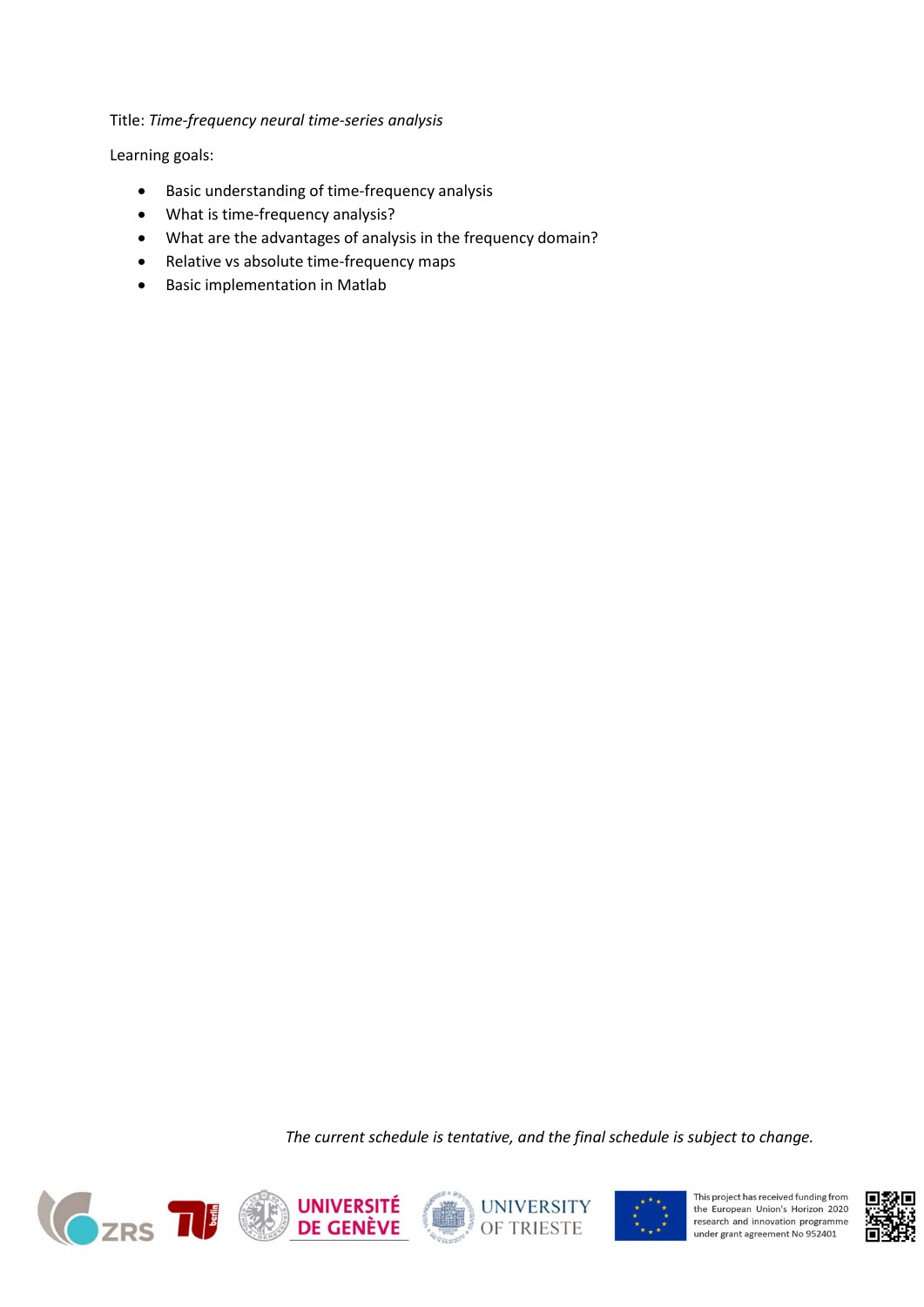Title: *Time-frequency neural time-series analysis*

Learning goals:

- Basic understanding of time-frequency analysis
- What is time-frequency analysis?
- What are the advantages of analysis in the frequency domain?
- Relative vs absolute time-frequency maps
- Basic implementation in Matlab

*The current schedule is tentative, and the final schedule is subject to change.*